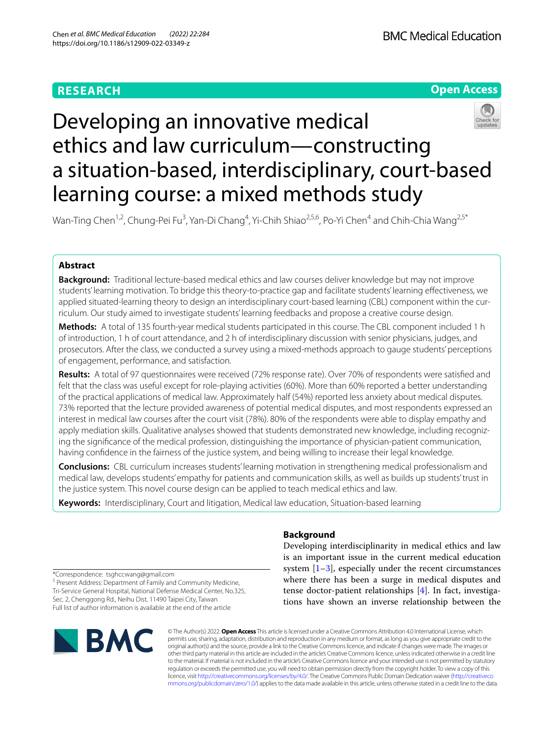RESEARCH

Open Access

# Developing an innovative medical ethics and law curriculum—constructing a situation-based, interdisciplinary, court-based learning course: a mixed methods study

Wan-Ting Chen[1,2], Chung-Pei Fu[3], Yan-Di Chang[4], Yi-Chih Shiao[2,5,6], Po-Yi Chen[4] and Chih-Chia Wang[2,5*]

## Abstract

**Background:** Traditional lecture-based medical ethics and law courses deliver knowledge but may not improve students' learning motivation. To bridge this theory-to-practice gap and facilitate students' learning effectiveness, we applied situated-learning theory to design an interdisciplinary court-based learning (CBL) component within the curriculum. Our study aimed to investigate students' learning feedbacks and propose a creative course design.

**Methods:** A total of 135 fourth-year medical students participated in this course. The CBL component included 1 h of introduction, 1 h of court attendance, and 2 h of interdisciplinary discussion with senior physicians, judges, and prosecutors. After the class, we conducted a survey using a mixed-methods approach to gauge students' perceptions of engagement, performance, and satisfaction.

**Results:** A total of 97 questionnaires were received (72% response rate). Over 70% of respondents were satisfied and felt that the class was useful except for role-playing activities (60%). More than 60% reported a better understanding of the practical applications of medical law. Approximately half (54%) reported less anxiety about medical disputes. 73% reported that the lecture provided awareness of potential medical disputes, and most respondents expressed an interest in medical law courses after the court visit (78%). 80% of the respondents were able to display empathy and apply mediation skills. Qualitative analyses showed that students demonstrated new knowledge, including recognizing the significance of the medical profession, distinguishing the importance of physician-patient communication, having confidence in the fairness of the justice system, and being willing to increase their legal knowledge.

**Conclusions:** CBL curriculum increases students' learning motivation in strengthening medical professionalism and medical law, develops students' empathy for patients and communication skills, as well as builds up students' trust in the justice system. This novel course design can be applied to teach medical ethics and law.

**Keywords:** Interdisciplinary, Court and litigation, Medical law education, Situation-based learning

*Correspondence: tsghccwang@gmail.com

[5] Present Address: Department of Family and Community Medicine, Tri-Service General Hospital, National Defense Medical Center, No.325, Sec. 2, Chenggong Rd., Neihu Dist, 11490 Taipei City, Taiwan

Full list of author information is available at the end of the article

## Background

Developing interdisciplinarity in medical ethics and law is an important issue in the current medical education system [1–3], especially under the recent circumstances where there has been a surge in medical disputes and tense doctor-patient relationships [4]. In fact, investigations have shown an inverse relationship between the

© The Author(s) 2022. **Open Access** This article is licensed under a Creative Commons Attribution 4.0 International License, which permits use, sharing, adaptation, distribution and reproduction in any medium or format, as long as you give appropriate credit to the original author(s) and the source, provide a link to the Creative Commons licence, and indicate if changes were made. The images or other third party material in this article are included in the article's Creative Commons licence, unless indicated otherwise in a credit line to the material. If material is not included in the article's Creative Commons licence and your intended use is not permitted by statutory regulation or exceeds the permitted use, you will need to obtain permission directly from the copyright holder. To view a copy of this licence, visit http://creativecommons.org/licenses/by/4.0/. The Creative Commons Public Domain Dedication waiver (http://creativecommons.org/publicdomain/zero/1.0/) applies to the data made available in this article, unless otherwise stated in a credit line to the data.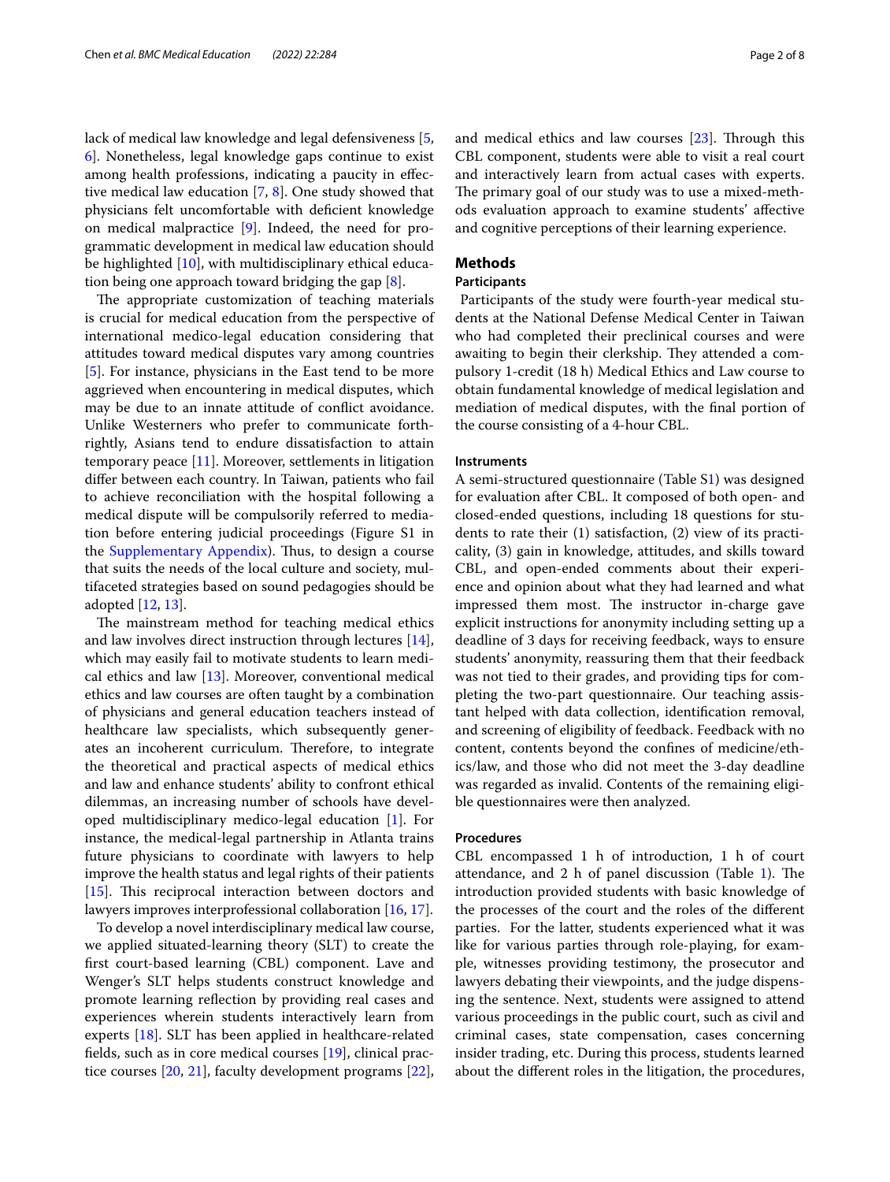lack of medical law knowledge and legal defensiveness [5, 6]. Nonetheless, legal knowledge gaps continue to exist among health professions, indicating a paucity in effective medical law education [7, 8]. One study showed that physicians felt uncomfortable with deficient knowledge on medical malpractice [9]. Indeed, the need for programmatic development in medical law education should be highlighted [10], with multidisciplinary ethical education being one approach toward bridging the gap [8].

The appropriate customization of teaching materials is crucial for medical education from the perspective of international medico-legal education considering that attitudes toward medical disputes vary among countries [5]. For instance, physicians in the East tend to be more aggrieved when encountering in medical disputes, which may be due to an innate attitude of conflict avoidance. Unlike Westerners who prefer to communicate forthrightly, Asians tend to endure dissatisfaction to attain temporary peace [11]. Moreover, settlements in litigation differ between each country. In Taiwan, patients who fail to achieve reconciliation with the hospital following a medical dispute will be compulsorily referred to mediation before entering judicial proceedings (Figure S1 in the Supplementary Appendix). Thus, to design a course that suits the needs of the local culture and society, multifaceted strategies based on sound pedagogies should be adopted [12, 13].

The mainstream method for teaching medical ethics and law involves direct instruction through lectures [14], which may easily fail to motivate students to learn medical ethics and law [13]. Moreover, conventional medical ethics and law courses are often taught by a combination of physicians and general education teachers instead of healthcare law specialists, which subsequently generates an incoherent curriculum. Therefore, to integrate the theoretical and practical aspects of medical ethics and law and enhance students' ability to confront ethical dilemmas, an increasing number of schools have developed multidisciplinary medico-legal education [1]. For instance, the medical-legal partnership in Atlanta trains future physicians to coordinate with lawyers to help improve the health status and legal rights of their patients [15]. This reciprocal interaction between doctors and lawyers improves interprofessional collaboration [16, 17].

To develop a novel interdisciplinary medical law course, we applied situated-learning theory (SLT) to create the first court-based learning (CBL) component. Lave and Wenger's SLT helps students construct knowledge and promote learning reflection by providing real cases and experiences wherein students interactively learn from experts [18]. SLT has been applied in healthcare-related fields, such as in core medical courses [19], clinical practice courses [20, 21], faculty development programs [22], and medical ethics and law courses [23]. Through this CBL component, students were able to visit a real court and interactively learn from actual cases with experts. The primary goal of our study was to use a mixed-methods evaluation approach to examine students' affective and cognitive perceptions of their learning experience.

## Methods

### Participants

Participants of the study were fourth-year medical students at the National Defense Medical Center in Taiwan who had completed their preclinical courses and were awaiting to begin their clerkship. They attended a compulsory 1-credit (18 h) Medical Ethics and Law course to obtain fundamental knowledge of medical legislation and mediation of medical disputes, with the final portion of the course consisting of a 4-hour CBL.

### Instruments

A semi-structured questionnaire (Table S1) was designed for evaluation after CBL. It composed of both open- and closed-ended questions, including 18 questions for students to rate their (1) satisfaction, (2) view of its practicality, (3) gain in knowledge, attitudes, and skills toward CBL, and open-ended comments about their experience and opinion about what they had learned and what impressed them most. The instructor in-charge gave explicit instructions for anonymity including setting up a deadline of 3 days for receiving feedback, ways to ensure students' anonymity, reassuring them that their feedback was not tied to their grades, and providing tips for completing the two-part questionnaire. Our teaching assistant helped with data collection, identification removal, and screening of eligibility of feedback. Feedback with no content, contents beyond the confines of medicine/ethics/law, and those who did not meet the 3-day deadline was regarded as invalid. Contents of the remaining eligible questionnaires were then analyzed.

### Procedures

CBL encompassed 1 h of introduction, 1 h of court attendance, and 2 h of panel discussion (Table 1). The introduction provided students with basic knowledge of the processes of the court and the roles of the different parties. For the latter, students experienced what it was like for various parties through role-playing, for example, witnesses providing testimony, the prosecutor and lawyers debating their viewpoints, and the judge dispensing the sentence. Next, students were assigned to attend various proceedings in the public court, such as civil and criminal cases, state compensation, cases concerning insider trading, etc. During this process, students learned about the different roles in the litigation, the procedures,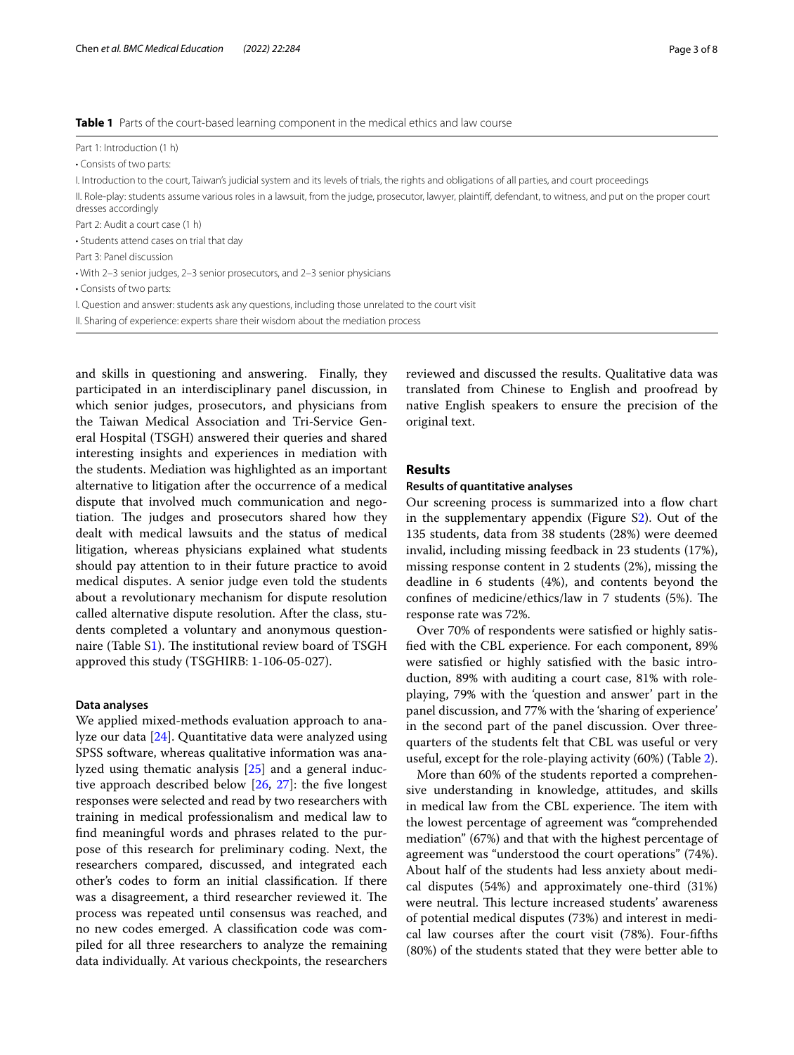**Table 1** Parts of the court-based learning component in the medical ethics and law course

| |
|---|
| Part 1: Introduction (1 h) |
| • Consists of two parts: |
| I. Introduction to the court, Taiwan's judicial system and its levels of trials, the rights and obligations of all parties, and court proceedings |
| II. Role-play: students assume various roles in a lawsuit, from the judge, prosecutor, lawyer, plaintiff, defendant, to witness, and put on the proper court dresses accordingly |
| Part 2: Audit a court case (1 h) |
| • Students attend cases on trial that day |
| Part 3: Panel discussion |
| • With 2–3 senior judges, 2–3 senior prosecutors, and 2–3 senior physicians |
| • Consists of two parts: |
| I. Question and answer: students ask any questions, including those unrelated to the court visit |
| II. Sharing of experience: experts share their wisdom about the mediation process |

and skills in questioning and answering. Finally, they participated in an interdisciplinary panel discussion, in which senior judges, prosecutors, and physicians from the Taiwan Medical Association and Tri-Service General Hospital (TSGH) answered their queries and shared interesting insights and experiences in mediation with the students. Mediation was highlighted as an important alternative to litigation after the occurrence of a medical dispute that involved much communication and negotiation. The judges and prosecutors shared how they dealt with medical lawsuits and the status of medical litigation, whereas physicians explained what students should pay attention to in their future practice to avoid medical disputes. A senior judge even told the students about a revolutionary mechanism for dispute resolution called alternative dispute resolution. After the class, students completed a voluntary and anonymous questionnaire (Table S1). The institutional review board of TSGH approved this study (TSGHIRB: 1-106-05-027).

#### Data analyses

We applied mixed-methods evaluation approach to analyze our data [24]. Quantitative data were analyzed using SPSS software, whereas qualitative information was analyzed using thematic analysis [25] and a general inductive approach described below [26, 27]: the five longest responses were selected and read by two researchers with training in medical professionalism and medical law to find meaningful words and phrases related to the purpose of this research for preliminary coding. Next, the researchers compared, discussed, and integrated each other's codes to form an initial classification. If there was a disagreement, a third researcher reviewed it. The process was repeated until consensus was reached, and no new codes emerged. A classification code was compiled for all three researchers to analyze the remaining data individually. At various checkpoints, the researchers reviewed and discussed the results. Qualitative data was translated from Chinese to English and proofread by native English speakers to ensure the precision of the original text.

## Results

### Results of quantitative analyses

Our screening process is summarized into a flow chart in the supplementary appendix (Figure S2). Out of the 135 students, data from 38 students (28%) were deemed invalid, including missing feedback in 23 students (17%), missing response content in 2 students (2%), missing the deadline in 6 students (4%), and contents beyond the confines of medicine/ethics/law in 7 students (5%). The response rate was 72%.

Over 70% of respondents were satisfied or highly satisfied with the CBL experience. For each component, 89% were satisfied or highly satisfied with the basic introduction, 89% with auditing a court case, 81% with role-playing, 79% with the 'question and answer' part in the panel discussion, and 77% with the 'sharing of experience' in the second part of the panel discussion. Over three-quarters of the students felt that CBL was useful or very useful, except for the role-playing activity (60%) (Table 2).

More than 60% of the students reported a comprehensive understanding in knowledge, attitudes, and skills in medical law from the CBL experience. The item with the lowest percentage of agreement was "comprehended mediation" (67%) and that with the highest percentage of agreement was "understood the court operations" (74%). About half of the students had less anxiety about medical disputes (54%) and approximately one-third (31%) were neutral. This lecture increased students' awareness of potential medical disputes (73%) and interest in medical law courses after the court visit (78%). Four-fifths (80%) of the students stated that they were better able to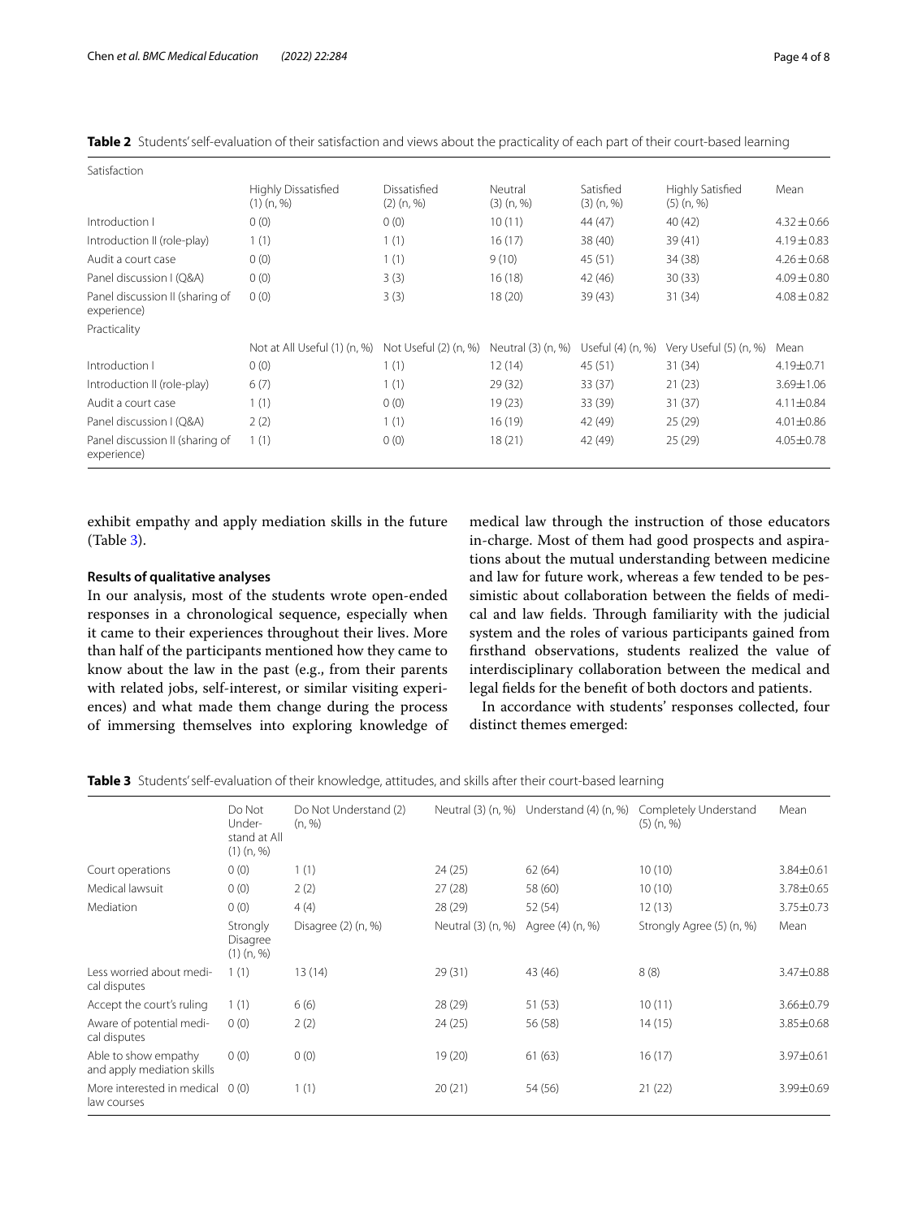**Table 2** Students' self-evaluation of their satisfaction and views about the practicality of each part of their court-based learning

| Satisfaction | | | | | | |
|---|---|---|---|---|---|---|
| | Highly Dissatisfied (1) (n, %) | Dissatisfied (2) (n, %) | Neutral (3) (n, %) | Satisfied (3) (n, %) | Highly Satisfied (5) (n, %) | Mean |
| Introduction I | 0 (0) | 0 (0) | 10 (11) | 44 (47) | 40 (42) | 4.32 ± 0.66 |
| Introduction II (role-play) | 1 (1) | 1 (1) | 16 (17) | 38 (40) | 39 (41) | 4.19 ± 0.83 |
| Audit a court case | 0 (0) | 1 (1) | 9 (10) | 45 (51) | 34 (38) | 4.26 ± 0.68 |
| Panel discussion I (Q&A) | 0 (0) | 3 (3) | 16 (18) | 42 (46) | 30 (33) | 4.09 ± 0.80 |
| Panel discussion II (sharing of experience) | 0 (0) | 3 (3) | 18 (20) | 39 (43) | 31 (34) | 4.08 ± 0.82 |
| Practicality | | | | | | |
| | Not at All Useful (1) (n, %) | Not Useful (2) (n, %) | Neutral (3) (n, %) | Useful (4) (n, %) | Very Useful (5) (n, %) | Mean |
| Introduction I | 0 (0) | 1 (1) | 12 (14) | 45 (51) | 31 (34) | 4.19±0.71 |
| Introduction II (role-play) | 6 (7) | 1 (1) | 29 (32) | 33 (37) | 21 (23) | 3.69±1.06 |
| Audit a court case | 1 (1) | 0 (0) | 19 (23) | 33 (39) | 31 (37) | 4.11±0.84 |
| Panel discussion I (Q&A) | 2 (2) | 1 (1) | 16 (19) | 42 (49) | 25 (29) | 4.01±0.86 |
| Panel discussion II (sharing of experience) | 1 (1) | 0 (0) | 18 (21) | 42 (49) | 25 (29) | 4.05±0.78 |

exhibit empathy and apply mediation skills in the future (Table 3).

#### Results of qualitative analyses

In our analysis, most of the students wrote open-ended responses in a chronological sequence, especially when it came to their experiences throughout their lives. More than half of the participants mentioned how they came to know about the law in the past (e.g., from their parents with related jobs, self-interest, or similar visiting experiences) and what made them change during the process of immersing themselves into exploring knowledge of medical law through the instruction of those educators in-charge. Most of them had good prospects and aspirations about the mutual understanding between medicine and law for future work, whereas a few tended to be pessimistic about collaboration between the fields of medical and law fields. Through familiarity with the judicial system and the roles of various participants gained from firsthand observations, students realized the value of interdisciplinary collaboration between the medical and legal fields for the benefit of both doctors and patients.

In accordance with students' responses collected, four distinct themes emerged:

**Table 3** Students' self-evaluation of their knowledge, attitudes, and skills after their court-based learning

| | Do Not Understand at All (1) (n, %) | Do Not Understand (2) (n, %) | Neutral (3) (n, %) | Understand (4) (n, %) | Completely Understand (5) (n, %) | Mean |
|---|---|---|---|---|---|---|
| Court operations | 0 (0) | 1 (1) | 24 (25) | 62 (64) | 10 (10) | 3.84±0.61 |
| Medical lawsuit | 0 (0) | 2 (2) | 27 (28) | 58 (60) | 10 (10) | 3.78±0.65 |
| Mediation | 0 (0) | 4 (4) | 28 (29) | 52 (54) | 12 (13) | 3.75±0.73 |
| | Strongly Disagree (1) (n, %) | Disagree (2) (n, %) | Neutral (3) (n, %) | Agree (4) (n, %) | Strongly Agree (5) (n, %) | Mean |
| Less worried about medical disputes | 1 (1) | 13 (14) | 29 (31) | 43 (46) | 8 (8) | 3.47±0.88 |
| Accept the court's ruling | 1 (1) | 6 (6) | 28 (29) | 51 (53) | 10 (11) | 3.66±0.79 |
| Aware of potential medical disputes | 0 (0) | 2 (2) | 24 (25) | 56 (58) | 14 (15) | 3.85±0.68 |
| Able to show empathy and apply mediation skills | 0 (0) | 0 (0) | 19 (20) | 61 (63) | 16 (17) | 3.97±0.61 |
| More interested in medical law courses | 0 (0) | 1 (1) | 20 (21) | 54 (56) | 21 (22) | 3.99±0.69 |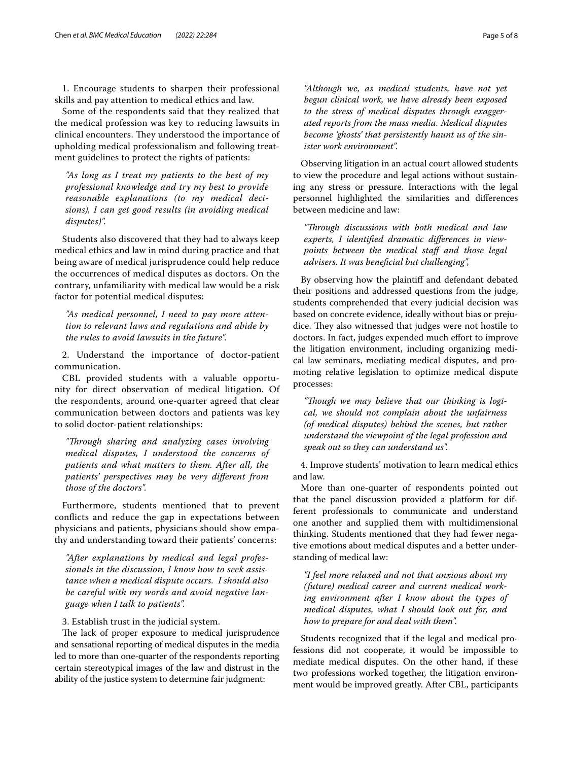1. Encourage students to sharpen their professional skills and pay attention to medical ethics and law.

Some of the respondents said that they realized that the medical profession was key to reducing lawsuits in clinical encounters. They understood the importance of upholding medical professionalism and following treatment guidelines to protect the rights of patients:

> *"As long as I treat my patients to the best of my professional knowledge and try my best to provide reasonable explanations (to my medical decisions), I can get good results (in avoiding medical disputes)".*

Students also discovered that they had to always keep medical ethics and law in mind during practice and that being aware of medical jurisprudence could help reduce the occurrences of medical disputes as doctors. On the contrary, unfamiliarity with medical law would be a risk factor for potential medical disputes:

> *"As medical personnel, I need to pay more attention to relevant laws and regulations and abide by the rules to avoid lawsuits in the future".*

2. Understand the importance of doctor-patient communication.

CBL provided students with a valuable opportunity for direct observation of medical litigation. Of the respondents, around one-quarter agreed that clear communication between doctors and patients was key to solid doctor-patient relationships:

> *"Through sharing and analyzing cases involving medical disputes, I understood the concerns of patients and what matters to them. After all, the patients' perspectives may be very different from those of the doctors".*

Furthermore, students mentioned that to prevent conflicts and reduce the gap in expectations between physicians and patients, physicians should show empathy and understanding toward their patients' concerns:

> *"After explanations by medical and legal professionals in the discussion, I know how to seek assistance when a medical dispute occurs. I should also be careful with my words and avoid negative language when I talk to patients".*

3. Establish trust in the judicial system.

The lack of proper exposure to medical jurisprudence and sensational reporting of medical disputes in the media led to more than one-quarter of the respondents reporting certain stereotypical images of the law and distrust in the ability of the justice system to determine fair judgment:

> *"Although we, as medical students, have not yet begun clinical work, we have already been exposed to the stress of medical disputes through exaggerated reports from the mass media. Medical disputes become 'ghosts' that persistently haunt us of the sinister work environment".*

Observing litigation in an actual court allowed students to view the procedure and legal actions without sustaining any stress or pressure. Interactions with the legal personnel highlighted the similarities and differences between medicine and law:

> *"Through discussions with both medical and law experts, I identified dramatic differences in viewpoints between the medical staff and those legal advisers. It was beneficial but challenging",*

By observing how the plaintiff and defendant debated their positions and addressed questions from the judge, students comprehended that every judicial decision was based on concrete evidence, ideally without bias or prejudice. They also witnessed that judges were not hostile to doctors. In fact, judges expended much effort to improve the litigation environment, including organizing medical law seminars, mediating medical disputes, and promoting relative legislation to optimize medical dispute processes:

> *"Though we may believe that our thinking is logical, we should not complain about the unfairness (of medical disputes) behind the scenes, but rather understand the viewpoint of the legal profession and speak out so they can understand us".*

4. Improve students' motivation to learn medical ethics and law.

More than one-quarter of respondents pointed out that the panel discussion provided a platform for different professionals to communicate and understand one another and supplied them with multidimensional thinking. Students mentioned that they had fewer negative emotions about medical disputes and a better understanding of medical law:

> *"I feel more relaxed and not that anxious about my (future) medical career and current medical working environment after I know about the types of medical disputes, what I should look out for, and how to prepare for and deal with them".*

Students recognized that if the legal and medical professions did not cooperate, it would be impossible to mediate medical disputes. On the other hand, if these two professions worked together, the litigation environment would be improved greatly. After CBL, participants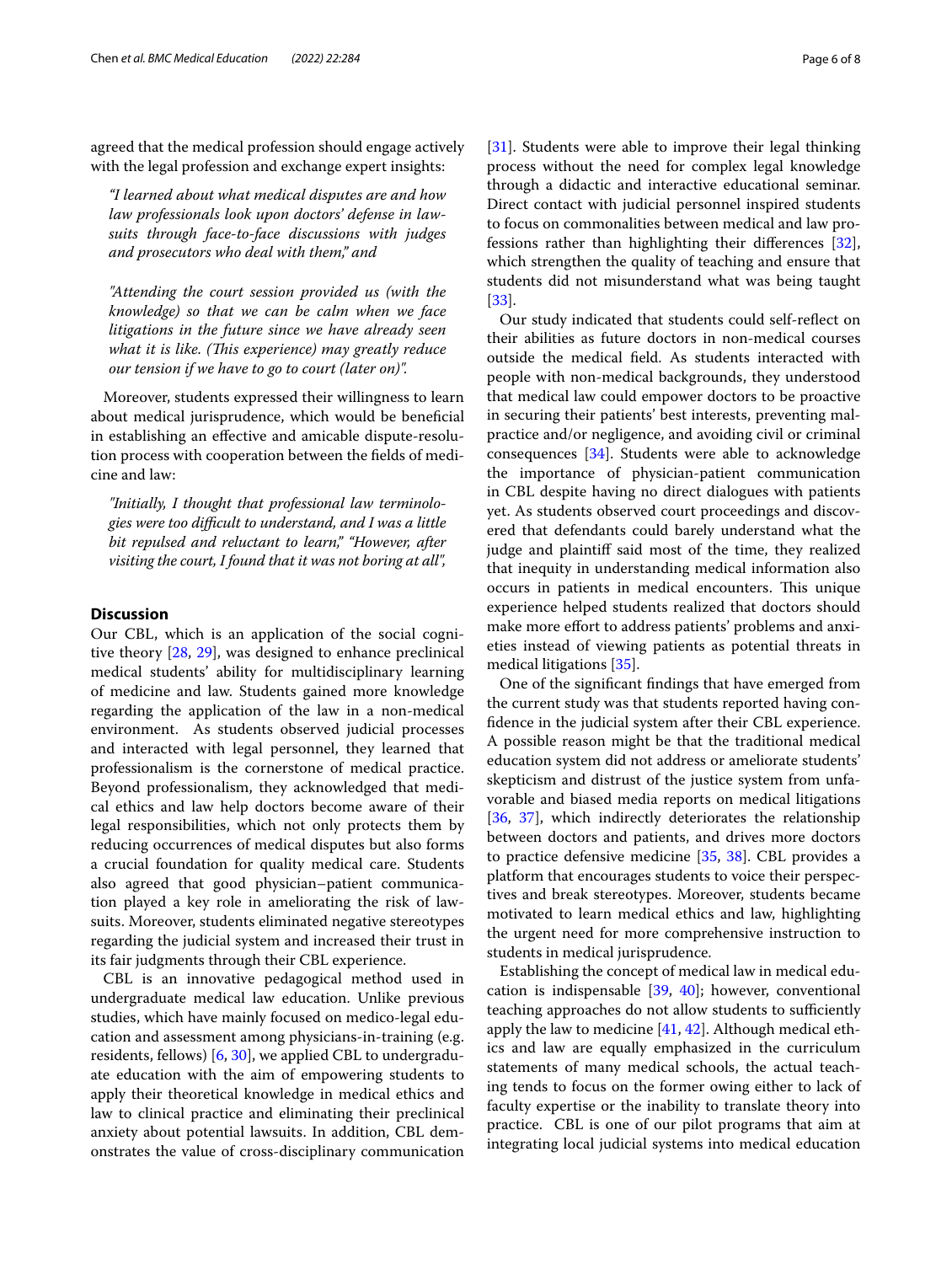agreed that the medical profession should engage actively with the legal profession and exchange expert insights:

> *"I learned about what medical disputes are and how law professionals look upon doctors' defense in lawsuits through face-to-face discussions with judges and prosecutors who deal with them," and*
>
> *"Attending the court session provided us (with the knowledge) so that we can be calm when we face litigations in the future since we have already seen what it is like. (This experience) may greatly reduce our tension if we have to go to court (later on)".*

Moreover, students expressed their willingness to learn about medical jurisprudence, which would be beneficial in establishing an effective and amicable dispute-resolution process with cooperation between the fields of medicine and law:

> *"Initially, I thought that professional law terminologies were too difficult to understand, and I was a little bit repulsed and reluctant to learn," "However, after visiting the court, I found that it was not boring at all",*

## Discussion

Our CBL, which is an application of the social cognitive theory [28, 29], was designed to enhance preclinical medical students' ability for multidisciplinary learning of medicine and law. Students gained more knowledge regarding the application of the law in a non-medical environment. As students observed judicial processes and interacted with legal personnel, they learned that professionalism is the cornerstone of medical practice. Beyond professionalism, they acknowledged that medical ethics and law help doctors become aware of their legal responsibilities, which not only protects them by reducing occurrences of medical disputes but also forms a crucial foundation for quality medical care. Students also agreed that good physician–patient communication played a key role in ameliorating the risk of lawsuits. Moreover, students eliminated negative stereotypes regarding the judicial system and increased their trust in its fair judgments through their CBL experience.

CBL is an innovative pedagogical method used in undergraduate medical law education. Unlike previous studies, which have mainly focused on medico-legal education and assessment among physicians-in-training (e.g. residents, fellows) [6, 30], we applied CBL to undergraduate education with the aim of empowering students to apply their theoretical knowledge in medical ethics and law to clinical practice and eliminating their preclinical anxiety about potential lawsuits. In addition, CBL demonstrates the value of cross-disciplinary communication [31]. Students were able to improve their legal thinking process without the need for complex legal knowledge through a didactic and interactive educational seminar. Direct contact with judicial personnel inspired students to focus on commonalities between medical and law professions rather than highlighting their differences [32], which strengthen the quality of teaching and ensure that students did not misunderstand what was being taught [33].

Our study indicated that students could self-reflect on their abilities as future doctors in non-medical courses outside the medical field. As students interacted with people with non-medical backgrounds, they understood that medical law could empower doctors to be proactive in securing their patients' best interests, preventing malpractice and/or negligence, and avoiding civil or criminal consequences [34]. Students were able to acknowledge the importance of physician-patient communication in CBL despite having no direct dialogues with patients yet. As students observed court proceedings and discovered that defendants could barely understand what the judge and plaintiff said most of the time, they realized that inequity in understanding medical information also occurs in patients in medical encounters. This unique experience helped students realized that doctors should make more effort to address patients' problems and anxieties instead of viewing patients as potential threats in medical litigations [35].

One of the significant findings that have emerged from the current study was that students reported having confidence in the judicial system after their CBL experience. A possible reason might be that the traditional medical education system did not address or ameliorate students' skepticism and distrust of the justice system from unfavorable and biased media reports on medical litigations [36, 37], which indirectly deteriorates the relationship between doctors and patients, and drives more doctors to practice defensive medicine [35, 38]. CBL provides a platform that encourages students to voice their perspectives and break stereotypes. Moreover, students became motivated to learn medical ethics and law, highlighting the urgent need for more comprehensive instruction to students in medical jurisprudence.

Establishing the concept of medical law in medical education is indispensable [39, 40]; however, conventional teaching approaches do not allow students to sufficiently apply the law to medicine [41, 42]. Although medical ethics and law are equally emphasized in the curriculum statements of many medical schools, the actual teaching tends to focus on the former owing either to lack of faculty expertise or the inability to translate theory into practice. CBL is one of our pilot programs that aim at integrating local judicial systems into medical education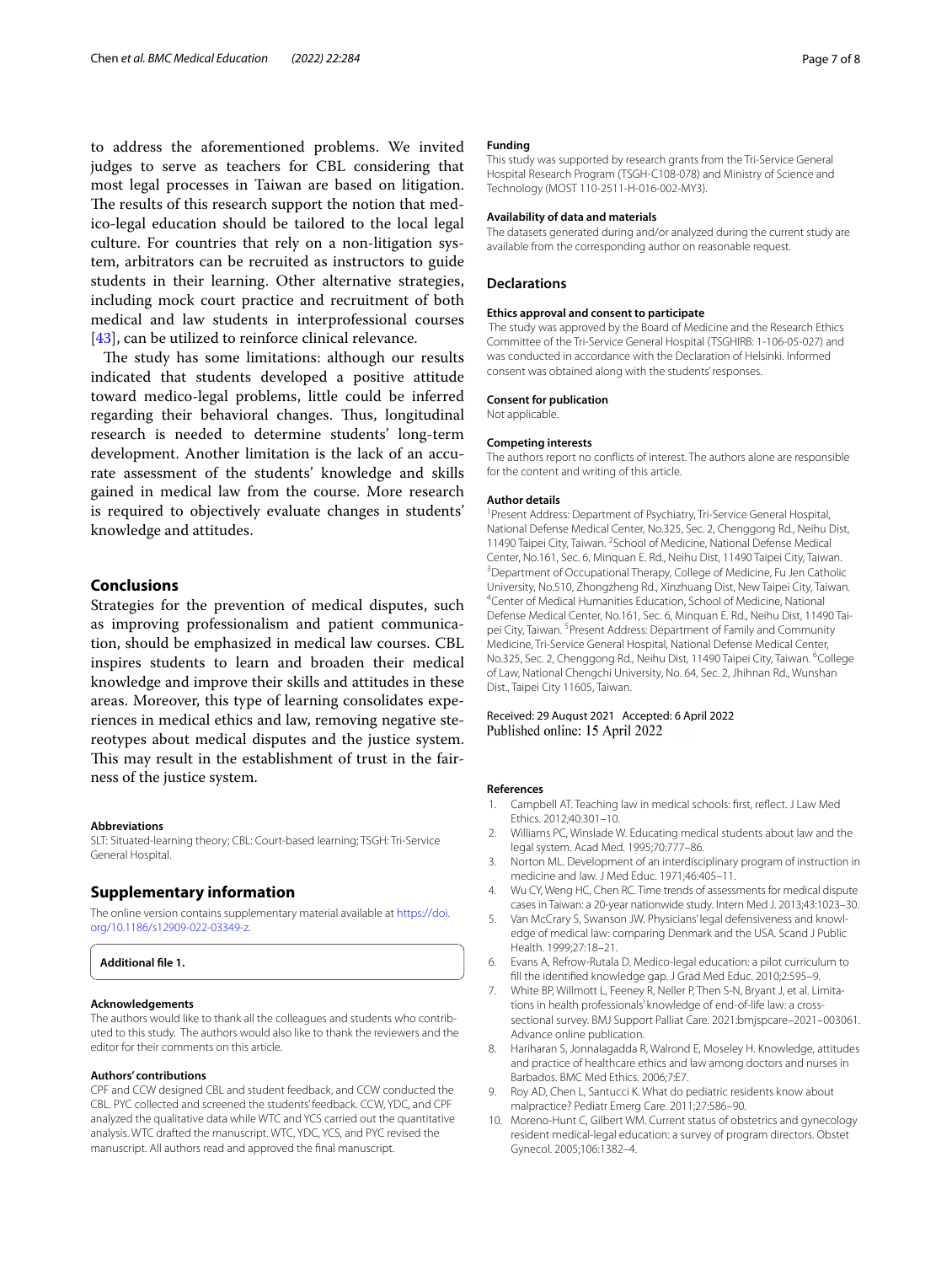to address the aforementioned problems. We invited judges to serve as teachers for CBL considering that most legal processes in Taiwan are based on litigation. The results of this research support the notion that medico-legal education should be tailored to the local legal culture. For countries that rely on a non-litigation system, arbitrators can be recruited as instructors to guide students in their learning. Other alternative strategies, including mock court practice and recruitment of both medical and law students in interprofessional courses [43], can be utilized to reinforce clinical relevance.

The study has some limitations: although our results indicated that students developed a positive attitude toward medico-legal problems, little could be inferred regarding their behavioral changes. Thus, longitudinal research is needed to determine students' long-term development. Another limitation is the lack of an accurate assessment of the students' knowledge and skills gained in medical law from the course. More research is required to objectively evaluate changes in students' knowledge and attitudes.

## Conclusions

Strategies for the prevention of medical disputes, such as improving professionalism and patient communication, should be emphasized in medical law courses. CBL inspires students to learn and broaden their medical knowledge and improve their skills and attitudes in these areas. Moreover, this type of learning consolidates experiences in medical ethics and law, removing negative stereotypes about medical disputes and the justice system. This may result in the establishment of trust in the fairness of the justice system.

#### Abbreviations

SLT: Situated-learning theory; CBL: Court-based learning; TSGH: Tri-Service General Hospital.

## Supplementary information

The online version contains supplementary material available at https://doi.org/10.1186/s12909-022-03349-z.

**Additional file 1.**

#### Acknowledgements

The authors would like to thank all the colleagues and students who contributed to this study. The authors would also like to thank the reviewers and the editor for their comments on this article.

#### Authors' contributions

CPF and CCW designed CBL and student feedback, and CCW conducted the CBL. PYC collected and screened the students' feedback. CCW, YDC, and CPF analyzed the qualitative data while WTC and YCS carried out the quantitative analysis. WTC drafted the manuscript. WTC, YDC, YCS, and PYC revised the manuscript. All authors read and approved the final manuscript.

#### Funding

This study was supported by research grants from the Tri-Service General Hospital Research Program (TSGH-C108-078) and Ministry of Science and Technology (MOST 110-2511-H-016-002-MY3).

#### Availability of data and materials

The datasets generated during and/or analyzed during the current study are available from the corresponding author on reasonable request.

## Declarations

#### Ethics approval and consent to participate

The study was approved by the Board of Medicine and the Research Ethics Committee of the Tri-Service General Hospital (TSGHIRB: 1-106-05-027) and was conducted in accordance with the Declaration of Helsinki. Informed consent was obtained along with the students' responses.

#### Consent for publication

Not applicable.

#### Competing interests

The authors report no conflicts of interest. The authors alone are responsible for the content and writing of this article.

#### Author details

[1]Present Address: Department of Psychiatry, Tri-Service General Hospital, National Defense Medical Center, No.325, Sec. 2, Chenggong Rd., Neihu Dist, 11490 Taipei City, Taiwan. [2]School of Medicine, National Defense Medical Center, No.161, Sec. 6, Minquan E. Rd., Neihu Dist, 11490 Taipei City, Taiwan. [3]Department of Occupational Therapy, College of Medicine, Fu Jen Catholic University, No.510, Zhongzheng Rd., Xinzhuang Dist, New Taipei City, Taiwan. [4]Center of Medical Humanities Education, School of Medicine, National Defense Medical Center, No.161, Sec. 6, Minquan E. Rd., Neihu Dist, 11490 Taipei City, Taiwan. [5]Present Address: Department of Family and Community Medicine, Tri-Service General Hospital, National Defense Medical Center, No.325, Sec. 2, Chenggong Rd., Neihu Dist, 11490 Taipei City, Taiwan. [6]College of Law, National Chengchi University, No. 64, Sec. 2, Jhihnan Rd., Wunshan Dist., Taipei City 11605, Taiwan.

Received: 29 August 2021 Accepted: 6 April 2022
Published online: 15 April 2022

#### References

1. Campbell AT. Teaching law in medical schools: first, reflect. J Law Med Ethics. 2012;40:301–10.
2. Williams PC, Winslade W. Educating medical students about law and the legal system. Acad Med. 1995;70:777–86.
3. Norton ML. Development of an interdisciplinary program of instruction in medicine and law. J Med Educ. 1971;46:405–11.
4. Wu CY, Weng HC, Chen RC. Time trends of assessments for medical dispute cases in Taiwan: a 20-year nationwide study. Intern Med J. 2013;43:1023–30.
5. Van McCrary S, Swanson JW. Physicians' legal defensiveness and knowledge of medical law: comparing Denmark and the USA. Scand J Public Health. 1999;27:18–21.
6. Evans A, Refrow-Rutala D. Medico-legal education: a pilot curriculum to fill the identified knowledge gap. J Grad Med Educ. 2010;2:595–9.
7. White BP, Willmott L, Feeney R, Neller P, Then S-N, Bryant J, et al. Limitations in health professionals' knowledge of end-of-life law: a cross-sectional survey. BMJ Support Palliat Care. 2021:bmjspcare–2021–003061. Advance online publication.
8. Hariharan S, Jonnalagadda R, Walrond E, Moseley H. Knowledge, attitudes and practice of healthcare ethics and law among doctors and nurses in Barbados. BMC Med Ethics. 2006;7:E7.
9. Roy AD, Chen L, Santucci K. What do pediatric residents know about malpractice? Pediatr Emerg Care. 2011;27:586–90.
10. Moreno-Hunt C, Gilbert WM. Current status of obstetrics and gynecology resident medical-legal education: a survey of program directors. Obstet Gynecol. 2005;106:1382–4.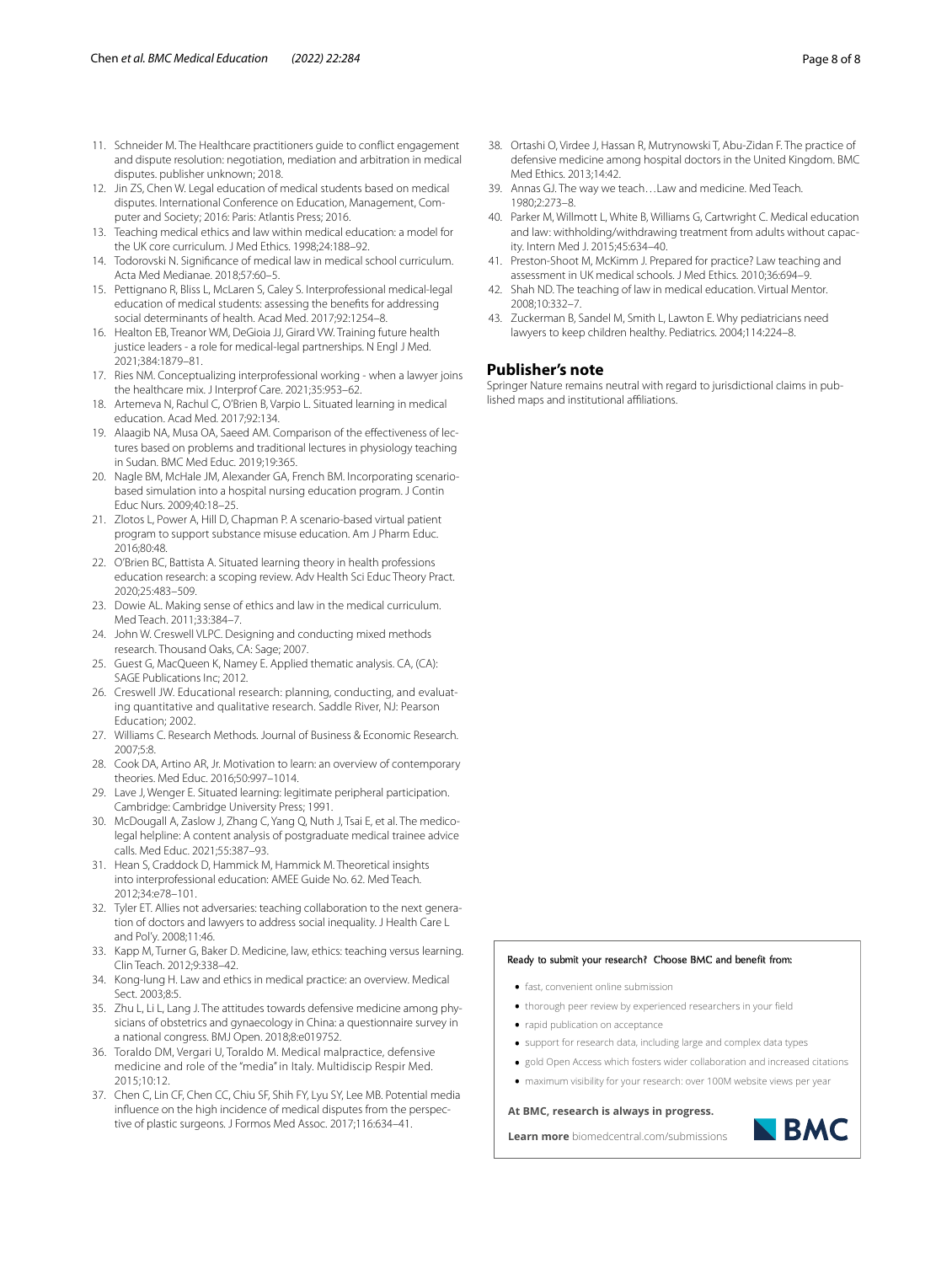11. Schneider M. The Healthcare practitioners guide to conflict engagement and dispute resolution: negotiation, mediation and arbitration in medical disputes. publisher unknown; 2018.
12. Jin ZS, Chen W. Legal education of medical students based on medical disputes. International Conference on Education, Management, Computer and Society; 2016: Paris: Atlantis Press; 2016.
13. Teaching medical ethics and law within medical education: a model for the UK core curriculum. J Med Ethics. 1998;24:188–92.
14. Todorovski N. Significance of medical law in medical school curriculum. Acta Med Medianae. 2018;57:60–5.
15. Pettignano R, Bliss L, McLaren S, Caley S. Interprofessional medical-legal education of medical students: assessing the benefits for addressing social determinants of health. Acad Med. 2017;92:1254–8.
16. Healton EB, Treanor WM, DeGioia JJ, Girard VW. Training future health justice leaders - a role for medical-legal partnerships. N Engl J Med. 2021;384:1879–81.
17. Ries NM. Conceptualizing interprofessional working - when a lawyer joins the healthcare mix. J Interprof Care. 2021;35:953–62.
18. Artemeva N, Rachul C, O'Brien B, Varpio L. Situated learning in medical education. Acad Med. 2017;92:134.
19. Alaagib NA, Musa OA, Saeed AM. Comparison of the effectiveness of lectures based on problems and traditional lectures in physiology teaching in Sudan. BMC Med Educ. 2019;19:365.
20. Nagle BM, McHale JM, Alexander GA, French BM. Incorporating scenario-based simulation into a hospital nursing education program. J Contin Educ Nurs. 2009;40:18–25.
21. Zlotos L, Power A, Hill D, Chapman P. A scenario-based virtual patient program to support substance misuse education. Am J Pharm Educ. 2016;80:48.
22. O'Brien BC, Battista A. Situated learning theory in health professions education research: a scoping review. Adv Health Sci Educ Theory Pract. 2020;25:483–509.
23. Dowie AL. Making sense of ethics and law in the medical curriculum. Med Teach. 2011;33:384–7.
24. John W. Creswell VLPC. Designing and conducting mixed methods research. Thousand Oaks, CA: Sage; 2007.
25. Guest G, MacQueen K, Namey E. Applied thematic analysis. CA, (CA): SAGE Publications Inc; 2012.
26. Creswell JW. Educational research: planning, conducting, and evaluating quantitative and qualitative research. Saddle River, NJ: Pearson Education; 2002.
27. Williams C. Research Methods. Journal of Business & Economic Research. 2007;5:8.
28. Cook DA, Artino AR, Jr. Motivation to learn: an overview of contemporary theories. Med Educ. 2016;50:997–1014.
29. Lave J, Wenger E. Situated learning: legitimate peripheral participation. Cambridge: Cambridge University Press; 1991.
30. McDougall A, Zaslow J, Zhang C, Yang Q, Nuth J, Tsai E, et al. The medico-legal helpline: A content analysis of postgraduate medical trainee advice calls. Med Educ. 2021;55:387–93.
31. Hean S, Craddock D, Hammick M, Hammick M. Theoretical insights into interprofessional education: AMEE Guide No. 62. Med Teach. 2012;34:e78–101.
32. Tyler ET. Allies not adversaries: teaching collaboration to the next generation of doctors and lawyers to address social inequality. J Health Care L and Pol'y. 2008;11:46.
33. Kapp M, Turner G, Baker D. Medicine, law, ethics: teaching versus learning. Clin Teach. 2012;9:338–42.
34. Kong-lung H. Law and ethics in medical practice: an overview. Medical Sect. 2003;8:5.
35. Zhu L, Li L, Lang J. The attitudes towards defensive medicine among physicians of obstetrics and gynaecology in China: a questionnaire survey in a national congress. BMJ Open. 2018;8:e019752.
36. Toraldo DM, Vergari U, Toraldo M. Medical malpractice, defensive medicine and role of the "media" in Italy. Multidiscip Respir Med. 2015;10:12.
37. Chen C, Lin CF, Chen CC, Chiu SF, Shih FY, Lyu SY, Lee MB. Potential media influence on the high incidence of medical disputes from the perspective of plastic surgeons. J Formos Med Assoc. 2017;116:634–41.
38. Ortashi O, Virdee J, Hassan R, Mutrynowski T, Abu-Zidan F. The practice of defensive medicine among hospital doctors in the United Kingdom. BMC Med Ethics. 2013;14:42.
39. Annas GJ. The way we teach…Law and medicine. Med Teach. 1980;2:273–8.
40. Parker M, Willmott L, White B, Williams G, Cartwright C. Medical education and law: withholding/withdrawing treatment from adults without capacity. Intern Med J. 2015;45:634–40.
41. Preston-Shoot M, McKimm J. Prepared for practice? Law teaching and assessment in UK medical schools. J Med Ethics. 2010;36:694–9.
42. Shah ND. The teaching of law in medical education. Virtual Mentor. 2008;10:332–7.
43. Zuckerman B, Sandel M, Smith L, Lawton E. Why pediatricians need lawyers to keep children healthy. Pediatrics. 2004;114:224–8.

## Publisher's note

Springer Nature remains neutral with regard to jurisdictional claims in published maps and institutional affiliations.

Ready to submit your research? Choose BMC and benefit from:

- fast, convenient online submission
- thorough peer review by experienced researchers in your field
- rapid publication on acceptance
- support for research data, including large and complex data types
- gold Open Access which fosters wider collaboration and increased citations
- maximum visibility for your research: over 100M website views per year

**At BMC, research is always in progress.**

**Learn more** biomedcentral.com/submissions

BMC